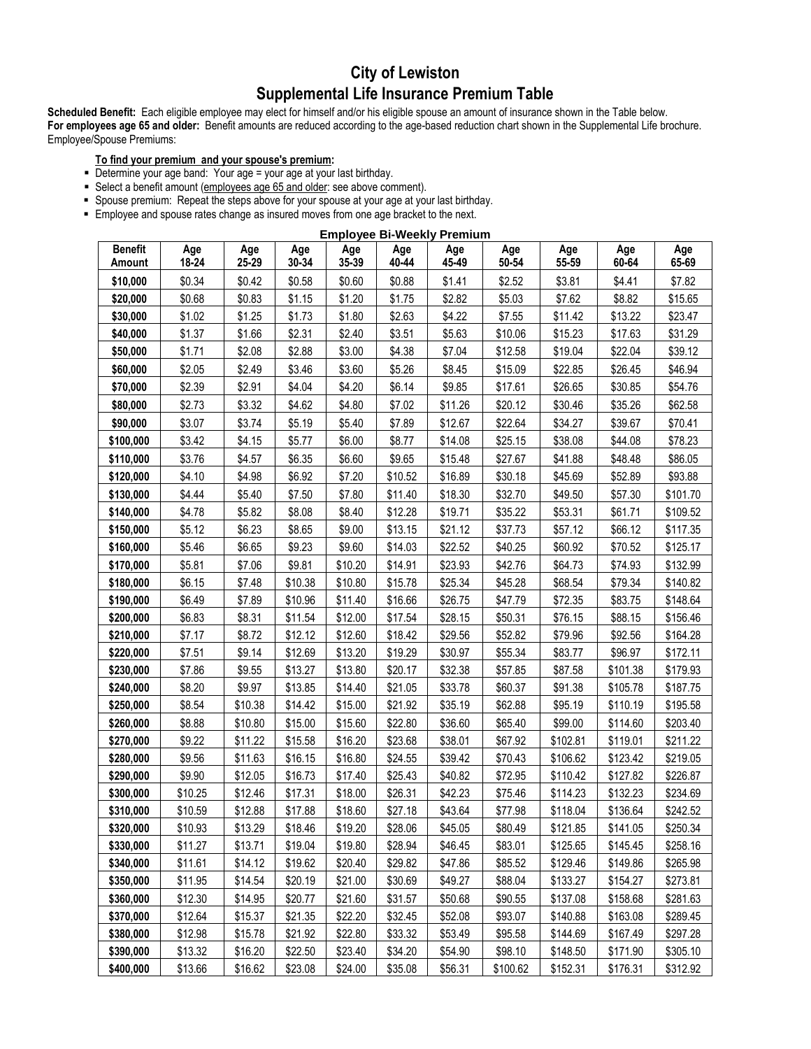# City of Lewiston
## Supplemental Life Insurance Premium Table

**Scheduled Benefit:** Each eligible employee may elect for himself and/or his eligible spouse an amount of insurance shown in the Table below.
**For employees age 65 and older:** Benefit amounts are reduced according to the age-based reduction chart shown in the Supplemental Life brochure.
Employee/Spouse Premiums:

**To find your premium and your spouse's premium:**

- Determine your age band: Your age = your age at your last birthday.
- Select a benefit amount (employees age 65 and older: see above comment).
- Spouse premium: Repeat the steps above for your spouse at your age at your last birthday.
- Employee and spouse rates change as insured moves from one age bracket to the next.

**Employee Bi-Weekly Premium**

| Benefit Amount | Age 18-24 | Age 25-29 | Age 30-34 | Age 35-39 | Age 40-44 | Age 45-49 | Age 50-54 | Age 55-59 | Age 60-64 | Age 65-69 |
|---|---|---|---|---|---|---|---|---|---|---|
| $10,000 | $0.34 | $0.42 | $0.58 | $0.60 | $0.88 | $1.41 | $2.52 | $3.81 | $4.41 | $7.82 |
| $20,000 | $0.68 | $0.83 | $1.15 | $1.20 | $1.75 | $2.82 | $5.03 | $7.62 | $8.82 | $15.65 |
| $30,000 | $1.02 | $1.25 | $1.73 | $1.80 | $2.63 | $4.22 | $7.55 | $11.42 | $13.22 | $23.47 |
| $40,000 | $1.37 | $1.66 | $2.31 | $2.40 | $3.51 | $5.63 | $10.06 | $15.23 | $17.63 | $31.29 |
| $50,000 | $1.71 | $2.08 | $2.88 | $3.00 | $4.38 | $7.04 | $12.58 | $19.04 | $22.04 | $39.12 |
| $60,000 | $2.05 | $2.49 | $3.46 | $3.60 | $5.26 | $8.45 | $15.09 | $22.85 | $26.45 | $46.94 |
| $70,000 | $2.39 | $2.91 | $4.04 | $4.20 | $6.14 | $9.85 | $17.61 | $26.65 | $30.85 | $54.76 |
| $80,000 | $2.73 | $3.32 | $4.62 | $4.80 | $7.02 | $11.26 | $20.12 | $30.46 | $35.26 | $62.58 |
| $90,000 | $3.07 | $3.74 | $5.19 | $5.40 | $7.89 | $12.67 | $22.64 | $34.27 | $39.67 | $70.41 |
| $100,000 | $3.42 | $4.15 | $5.77 | $6.00 | $8.77 | $14.08 | $25.15 | $38.08 | $44.08 | $78.23 |
| $110,000 | $3.76 | $4.57 | $6.35 | $6.60 | $9.65 | $15.48 | $27.67 | $41.88 | $48.48 | $86.05 |
| $120,000 | $4.10 | $4.98 | $6.92 | $7.20 | $10.52 | $16.89 | $30.18 | $45.69 | $52.89 | $93.88 |
| $130,000 | $4.44 | $5.40 | $7.50 | $7.80 | $11.40 | $18.30 | $32.70 | $49.50 | $57.30 | $101.70 |
| $140,000 | $4.78 | $5.82 | $8.08 | $8.40 | $12.28 | $19.71 | $35.22 | $53.31 | $61.71 | $109.52 |
| $150,000 | $5.12 | $6.23 | $8.65 | $9.00 | $13.15 | $21.12 | $37.73 | $57.12 | $66.12 | $117.35 |
| $160,000 | $5.46 | $6.65 | $9.23 | $9.60 | $14.03 | $22.52 | $40.25 | $60.92 | $70.52 | $125.17 |
| $170,000 | $5.81 | $7.06 | $9.81 | $10.20 | $14.91 | $23.93 | $42.76 | $64.73 | $74.93 | $132.99 |
| $180,000 | $6.15 | $7.48 | $10.38 | $10.80 | $15.78 | $25.34 | $45.28 | $68.54 | $79.34 | $140.82 |
| $190,000 | $6.49 | $7.89 | $10.96 | $11.40 | $16.66 | $26.75 | $47.79 | $72.35 | $83.75 | $148.64 |
| $200,000 | $6.83 | $8.31 | $11.54 | $12.00 | $17.54 | $28.15 | $50.31 | $76.15 | $88.15 | $156.46 |
| $210,000 | $7.17 | $8.72 | $12.12 | $12.60 | $18.42 | $29.56 | $52.82 | $79.96 | $92.56 | $164.28 |
| $220,000 | $7.51 | $9.14 | $12.69 | $13.20 | $19.29 | $30.97 | $55.34 | $83.77 | $96.97 | $172.11 |
| $230,000 | $7.86 | $9.55 | $13.27 | $13.80 | $20.17 | $32.38 | $57.85 | $87.58 | $101.38 | $179.93 |
| $240,000 | $8.20 | $9.97 | $13.85 | $14.40 | $21.05 | $33.78 | $60.37 | $91.38 | $105.78 | $187.75 |
| $250,000 | $8.54 | $10.38 | $14.42 | $15.00 | $21.92 | $35.19 | $62.88 | $95.19 | $110.19 | $195.58 |
| $260,000 | $8.88 | $10.80 | $15.00 | $15.60 | $22.80 | $36.60 | $65.40 | $99.00 | $114.60 | $203.40 |
| $270,000 | $9.22 | $11.22 | $15.58 | $16.20 | $23.68 | $38.01 | $67.92 | $102.81 | $119.01 | $211.22 |
| $280,000 | $9.56 | $11.63 | $16.15 | $16.80 | $24.55 | $39.42 | $70.43 | $106.62 | $123.42 | $219.05 |
| $290,000 | $9.90 | $12.05 | $16.73 | $17.40 | $25.43 | $40.82 | $72.95 | $110.42 | $127.82 | $226.87 |
| $300,000 | $10.25 | $12.46 | $17.31 | $18.00 | $26.31 | $42.23 | $75.46 | $114.23 | $132.23 | $234.69 |
| $310,000 | $10.59 | $12.88 | $17.88 | $18.60 | $27.18 | $43.64 | $77.98 | $118.04 | $136.64 | $242.52 |
| $320,000 | $10.93 | $13.29 | $18.46 | $19.20 | $28.06 | $45.05 | $80.49 | $121.85 | $141.05 | $250.34 |
| $330,000 | $11.27 | $13.71 | $19.04 | $19.80 | $28.94 | $46.45 | $83.01 | $125.65 | $145.45 | $258.16 |
| $340,000 | $11.61 | $14.12 | $19.62 | $20.40 | $29.82 | $47.86 | $85.52 | $129.46 | $149.86 | $265.98 |
| $350,000 | $11.95 | $14.54 | $20.19 | $21.00 | $30.69 | $49.27 | $88.04 | $133.27 | $154.27 | $273.81 |
| $360,000 | $12.30 | $14.95 | $20.77 | $21.60 | $31.57 | $50.68 | $90.55 | $137.08 | $158.68 | $281.63 |
| $370,000 | $12.64 | $15.37 | $21.35 | $22.20 | $32.45 | $52.08 | $93.07 | $140.88 | $163.08 | $289.45 |
| $380,000 | $12.98 | $15.78 | $21.92 | $22.80 | $33.32 | $53.49 | $95.58 | $144.69 | $167.49 | $297.28 |
| $390,000 | $13.32 | $16.20 | $22.50 | $23.40 | $34.20 | $54.90 | $98.10 | $148.50 | $171.90 | $305.10 |
| $400,000 | $13.66 | $16.62 | $23.08 | $24.00 | $35.08 | $56.31 | $100.62 | $152.31 | $176.31 | $312.92 |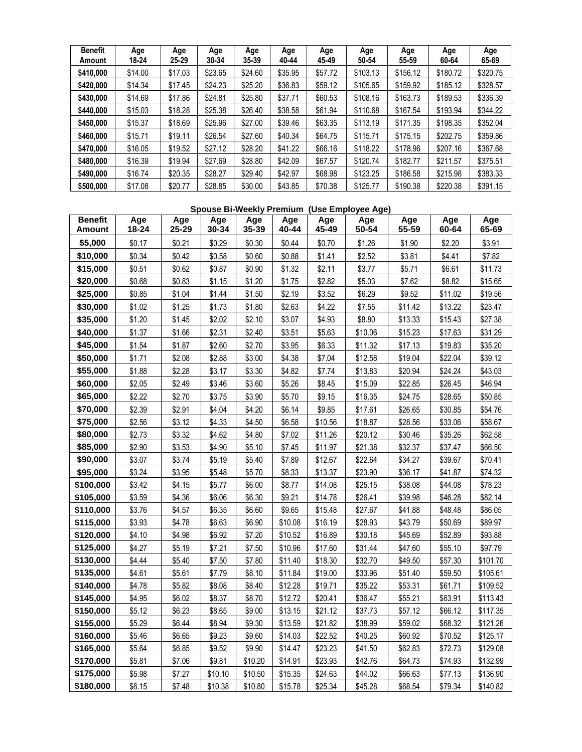| Benefit Amount | Age 18-24 | Age 25-29 | Age 30-34 | Age 35-39 | Age 40-44 | Age 45-49 | Age 50-54 | Age 55-59 | Age 60-64 | Age 65-69 |
|---|---|---|---|---|---|---|---|---|---|---|
| $410,000 | $14.00 | $17.03 | $23.65 | $24.60 | $35.95 | $57.72 | $103.13 | $156.12 | $180.72 | $320.75 |
| $420,000 | $14.34 | $17.45 | $24.23 | $25.20 | $36.83 | $59.12 | $105.65 | $159.92 | $185.12 | $328.57 |
| $430,000 | $14.69 | $17.86 | $24.81 | $25.80 | $37.71 | $60.53 | $108.16 | $163.73 | $189.53 | $336.39 |
| $440,000 | $15.03 | $18.28 | $25.38 | $26.40 | $38.58 | $61.94 | $110.68 | $167.54 | $193.94 | $344.22 |
| $450,000 | $15.37 | $18.69 | $25.96 | $27.00 | $39.46 | $63.35 | $113.19 | $171.35 | $198.35 | $352.04 |
| $460,000 | $15.71 | $19.11 | $26.54 | $27.60 | $40.34 | $64.75 | $115.71 | $175.15 | $202.75 | $359.86 |
| $470,000 | $16.05 | $19.52 | $27.12 | $28.20 | $41.22 | $66.16 | $118.22 | $178.96 | $207.16 | $367.68 |
| $480,000 | $16.39 | $19.94 | $27.69 | $28.80 | $42.09 | $67.57 | $120.74 | $182.77 | $211.57 | $375.51 |
| $490,000 | $16.74 | $20.35 | $28.27 | $29.40 | $42.97 | $68.98 | $123.25 | $186.58 | $215.98 | $383.33 |
| $500,000 | $17.08 | $20.77 | $28.85 | $30.00 | $43.85 | $70.38 | $125.77 | $190.38 | $220.38 | $391.15 |

**Spouse Bi-Weekly Premium (Use Employee Age)**

| Benefit Amount | Age 18-24 | Age 25-29 | Age 30-34 | Age 35-39 | Age 40-44 | Age 45-49 | Age 50-54 | Age 55-59 | Age 60-64 | Age 65-69 |
|---|---|---|---|---|---|---|---|---|---|---|
| $5,000 | $0.17 | $0.21 | $0.29 | $0.30 | $0.44 | $0.70 | $1.26 | $1.90 | $2.20 | $3.91 |
| $10,000 | $0.34 | $0.42 | $0.58 | $0.60 | $0.88 | $1.41 | $2.52 | $3.81 | $4.41 | $7.82 |
| $15,000 | $0.51 | $0.62 | $0.87 | $0.90 | $1.32 | $2.11 | $3.77 | $5.71 | $6.61 | $11.73 |
| $20,000 | $0.68 | $0.83 | $1.15 | $1.20 | $1.75 | $2.82 | $5.03 | $7.62 | $8.82 | $15.65 |
| $25,000 | $0.85 | $1.04 | $1.44 | $1.50 | $2.19 | $3.52 | $6.29 | $9.52 | $11.02 | $19.56 |
| $30,000 | $1.02 | $1.25 | $1.73 | $1.80 | $2.63 | $4.22 | $7.55 | $11.42 | $13.22 | $23.47 |
| $35,000 | $1.20 | $1.45 | $2.02 | $2.10 | $3.07 | $4.93 | $8.80 | $13.33 | $15.43 | $27.38 |
| $40,000 | $1.37 | $1.66 | $2.31 | $2.40 | $3.51 | $5.63 | $10.06 | $15.23 | $17.63 | $31.29 |
| $45,000 | $1.54 | $1.87 | $2.60 | $2.70 | $3.95 | $6.33 | $11.32 | $17.13 | $19.83 | $35.20 |
| $50,000 | $1.71 | $2.08 | $2.88 | $3.00 | $4.38 | $7.04 | $12.58 | $19.04 | $22.04 | $39.12 |
| $55,000 | $1.88 | $2.28 | $3.17 | $3.30 | $4.82 | $7.74 | $13.83 | $20.94 | $24.24 | $43.03 |
| $60,000 | $2.05 | $2.49 | $3.46 | $3.60 | $5.26 | $8.45 | $15.09 | $22.85 | $26.45 | $46.94 |
| $65,000 | $2.22 | $2.70 | $3.75 | $3.90 | $5.70 | $9.15 | $16.35 | $24.75 | $28.65 | $50.85 |
| $70,000 | $2.39 | $2.91 | $4.04 | $4.20 | $6.14 | $9.85 | $17.61 | $26.65 | $30.85 | $54.76 |
| $75,000 | $2.56 | $3.12 | $4.33 | $4.50 | $6.58 | $10.56 | $18.87 | $28.56 | $33.06 | $58.67 |
| $80,000 | $2.73 | $3.32 | $4.62 | $4.80 | $7.02 | $11.26 | $20.12 | $30.46 | $35.26 | $62.58 |
| $85,000 | $2.90 | $3.53 | $4.90 | $5.10 | $7.45 | $11.97 | $21.38 | $32.37 | $37.47 | $66.50 |
| $90,000 | $3.07 | $3.74 | $5.19 | $5.40 | $7.89 | $12.67 | $22.64 | $34.27 | $39.67 | $70.41 |
| $95,000 | $3.24 | $3.95 | $5.48 | $5.70 | $8.33 | $13.37 | $23.90 | $36.17 | $41.87 | $74.32 |
| $100,000 | $3.42 | $4.15 | $5.77 | $6.00 | $8.77 | $14.08 | $25.15 | $38.08 | $44.08 | $78.23 |
| $105,000 | $3.59 | $4.36 | $6.06 | $6.30 | $9.21 | $14.78 | $26.41 | $39.98 | $46.28 | $82.14 |
| $110,000 | $3.76 | $4.57 | $6.35 | $6.60 | $9.65 | $15.48 | $27.67 | $41.88 | $48.48 | $86.05 |
| $115,000 | $3.93 | $4.78 | $6.63 | $6.90 | $10.08 | $16.19 | $28.93 | $43.79 | $50.69 | $89.97 |
| $120,000 | $4.10 | $4.98 | $6.92 | $7.20 | $10.52 | $16.89 | $30.18 | $45.69 | $52.89 | $93.88 |
| $125,000 | $4.27 | $5.19 | $7.21 | $7.50 | $10.96 | $17.60 | $31.44 | $47.60 | $55.10 | $97.79 |
| $130,000 | $4.44 | $5.40 | $7.50 | $7.80 | $11.40 | $18.30 | $32.70 | $49.50 | $57.30 | $101.70 |
| $135,000 | $4.61 | $5.61 | $7.79 | $8.10 | $11.84 | $19.00 | $33.96 | $51.40 | $59.50 | $105.61 |
| $140,000 | $4.78 | $5.82 | $8.08 | $8.40 | $12.28 | $19.71 | $35.22 | $53.31 | $61.71 | $109.52 |
| $145,000 | $4.95 | $6.02 | $8.37 | $8.70 | $12.72 | $20.41 | $36.47 | $55.21 | $63.91 | $113.43 |
| $150,000 | $5.12 | $6.23 | $8.65 | $9.00 | $13.15 | $21.12 | $37.73 | $57.12 | $66.12 | $117.35 |
| $155,000 | $5.29 | $6.44 | $8.94 | $9.30 | $13.59 | $21.82 | $38.99 | $59.02 | $68.32 | $121.26 |
| $160,000 | $5.46 | $6.65 | $9.23 | $9.60 | $14.03 | $22.52 | $40.25 | $60.92 | $70.52 | $125.17 |
| $165,000 | $5.64 | $6.85 | $9.52 | $9.90 | $14.47 | $23.23 | $41.50 | $62.83 | $72.73 | $129.08 |
| $170,000 | $5.81 | $7.06 | $9.81 | $10.20 | $14.91 | $23.93 | $42.76 | $64.73 | $74.93 | $132.99 |
| $175,000 | $5.98 | $7.27 | $10.10 | $10.50 | $15.35 | $24.63 | $44.02 | $66.63 | $77.13 | $136.90 |
| $180,000 | $6.15 | $7.48 | $10.38 | $10.80 | $15.78 | $25.34 | $45.28 | $68.54 | $79.34 | $140.82 |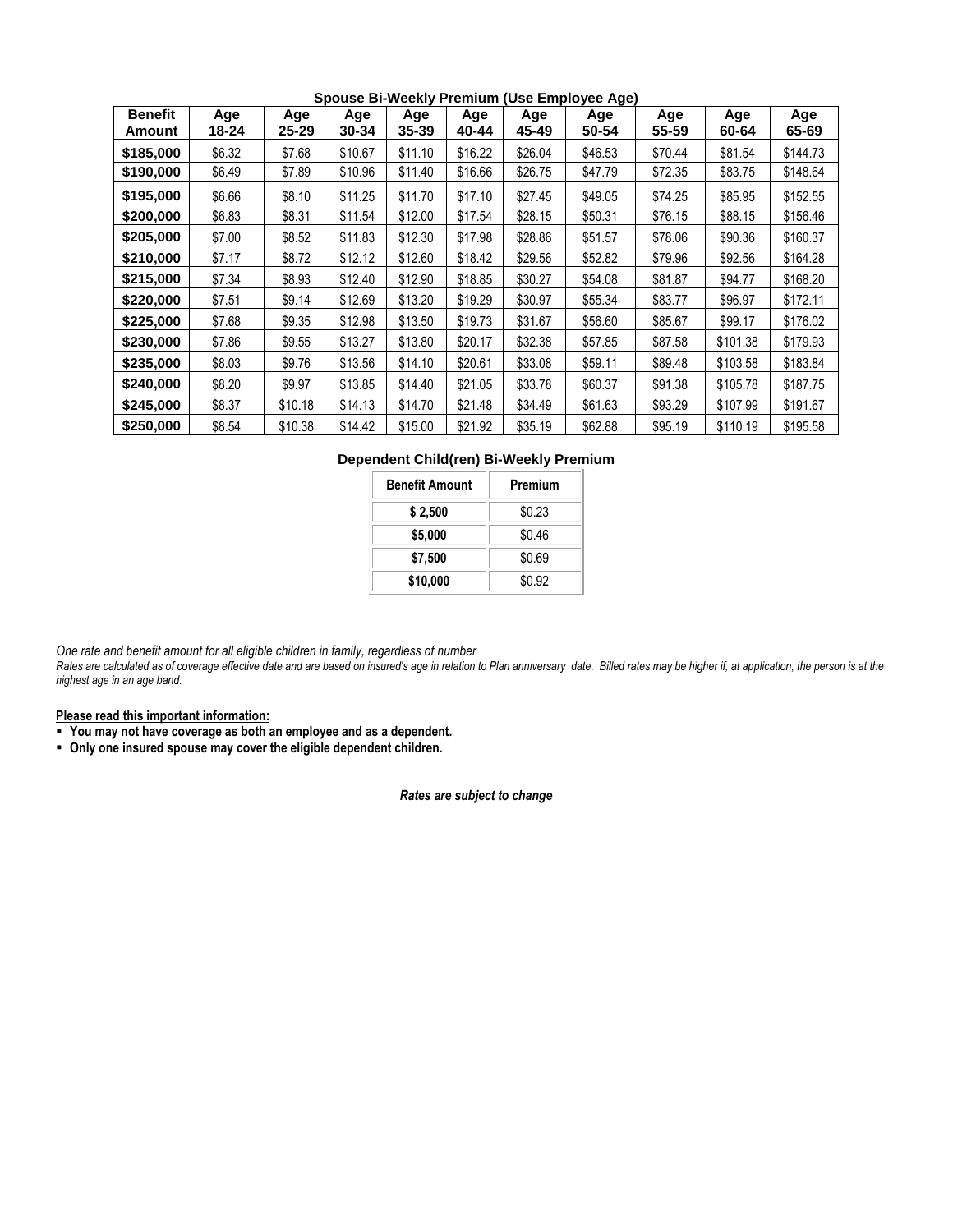**Spouse Bi-Weekly Premium (Use Employee Age)**

| Benefit Amount | Age 18-24 | Age 25-29 | Age 30-34 | Age 35-39 | Age 40-44 | Age 45-49 | Age 50-54 | Age 55-59 | Age 60-64 | Age 65-69 |
|---|---|---|---|---|---|---|---|---|---|---|
| **$185,000** | $6.32 | $7.68 | $10.67 | $11.10 | $16.22 | $26.04 | $46.53 | $70.44 | $81.54 | $144.73 |
| **$190,000** | $6.49 | $7.89 | $10.96 | $11.40 | $16.66 | $26.75 | $47.79 | $72.35 | $83.75 | $148.64 |
| **$195,000** | $6.66 | $8.10 | $11.25 | $11.70 | $17.10 | $27.45 | $49.05 | $74.25 | $85.95 | $152.55 |
| **$200,000** | $6.83 | $8.31 | $11.54 | $12.00 | $17.54 | $28.15 | $50.31 | $76.15 | $88.15 | $156.46 |
| **$205,000** | $7.00 | $8.52 | $11.83 | $12.30 | $17.98 | $28.86 | $51.57 | $78.06 | $90.36 | $160.37 |
| **$210,000** | $7.17 | $8.72 | $12.12 | $12.60 | $18.42 | $29.56 | $52.82 | $79.96 | $92.56 | $164.28 |
| **$215,000** | $7.34 | $8.93 | $12.40 | $12.90 | $18.85 | $30.27 | $54.08 | $81.87 | $94.77 | $168.20 |
| **$220,000** | $7.51 | $9.14 | $12.69 | $13.20 | $19.29 | $30.97 | $55.34 | $83.77 | $96.97 | $172.11 |
| **$225,000** | $7.68 | $9.35 | $12.98 | $13.50 | $19.73 | $31.67 | $56.60 | $85.67 | $99.17 | $176.02 |
| **$230,000** | $7.86 | $9.55 | $13.27 | $13.80 | $20.17 | $32.38 | $57.85 | $87.58 | $101.38 | $179.93 |
| **$235,000** | $8.03 | $9.76 | $13.56 | $14.10 | $20.61 | $33.08 | $59.11 | $89.48 | $103.58 | $183.84 |
| **$240,000** | $8.20 | $9.97 | $13.85 | $14.40 | $21.05 | $33.78 | $60.37 | $91.38 | $105.78 | $187.75 |
| **$245,000** | $8.37 | $10.18 | $14.13 | $14.70 | $21.48 | $34.49 | $61.63 | $93.29 | $107.99 | $191.67 |
| **$250,000** | $8.54 | $10.38 | $14.42 | $15.00 | $21.92 | $35.19 | $62.88 | $95.19 | $110.19 | $195.58 |

**Dependent Child(ren) Bi-Weekly Premium**

| Benefit Amount | Premium |
|---|---|
| **$ 2,500** | $0.23 |
| **$5,000** | $0.46 |
| **$7,500** | $0.69 |
| **$10,000** | $0.92 |

*One rate and benefit amount for all eligible children in family, regardless of number*

*Rates are calculated as of coverage effective date and are based on insured's age in relation to Plan anniversary date. Billed rates may be higher if, at application, the person is at the highest age in an age band.*

**Please read this important information:**

- **You may not have coverage as both an employee and as a dependent.**
- **Only one insured spouse may cover the eligible dependent children.**

***Rates are subject to change***